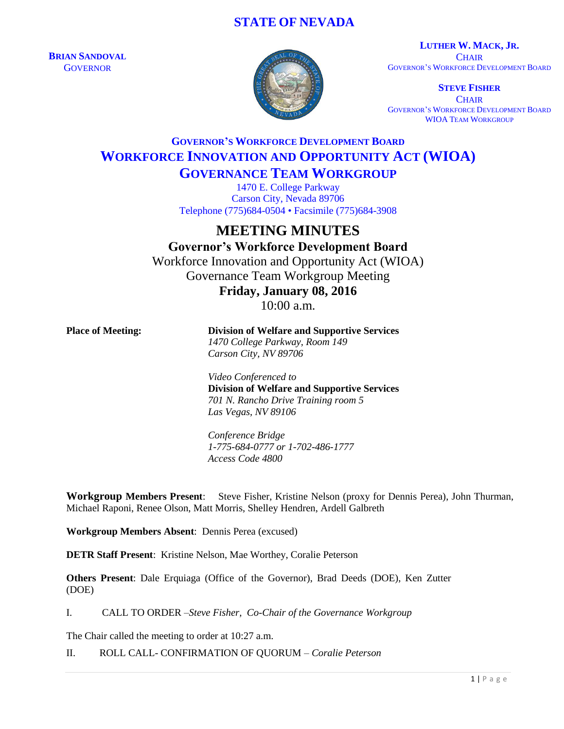# STATE OF NEVADA

**BRIAN SANDOVAL**
GOVERNOR

**LUTHER W. MACK, JR.**
CHAIR
GOVERNOR'S WORKFORCE DEVELOPMENT BOARD

**STEVE FISHER**
CHAIR
GOVERNOR'S WORKFORCE DEVELOPMENT BOARD
WIOA TEAM WORKGROUP

## GOVERNOR'S WORKFORCE DEVELOPMENT BOARD
## WORKFORCE INNOVATION AND OPPORTUNITY ACT (WIOA)
## GOVERNANCE TEAM WORKGROUP

1470 E. College Parkway
Carson City, Nevada 89706
Telephone (775)684-0504 • Facsimile (775)684-3908

# MEETING MINUTES

**Governor's Workforce Development Board**
Workforce Innovation and Opportunity Act (WIOA)
Governance Team Workgroup Meeting
**Friday, January 08, 2016**
10:00 a.m.

**Place of Meeting:**

**Division of Welfare and Supportive Services**
*1470 College Parkway, Room 149*
*Carson City, NV 89706*

*Video Conferenced to*
**Division of Welfare and Supportive Services**
*701 N. Rancho Drive Training room 5*
*Las Vegas, NV 89106*

*Conference Bridge*
*1-775-684-0777 or 1-702-486-1777*
*Access Code 4800*

**Workgroup Members Present**: Steve Fisher, Kristine Nelson (proxy for Dennis Perea), John Thurman, Michael Raponi, Renee Olson, Matt Morris, Shelley Hendren, Ardell Galbreth

**Workgroup Members Absent**: Dennis Perea (excused)

**DETR Staff Present**: Kristine Nelson, Mae Worthey, Coralie Peterson

**Others Present**: Dale Erquiaga (Office of the Governor), Brad Deeds (DOE), Ken Zutter (DOE)

I. CALL TO ORDER –*Steve Fisher, Co-Chair of the Governance Workgroup*

The Chair called the meeting to order at 10:27 a.m.

II. ROLL CALL- CONFIRMATION OF QUORUM – *Coralie Peterson*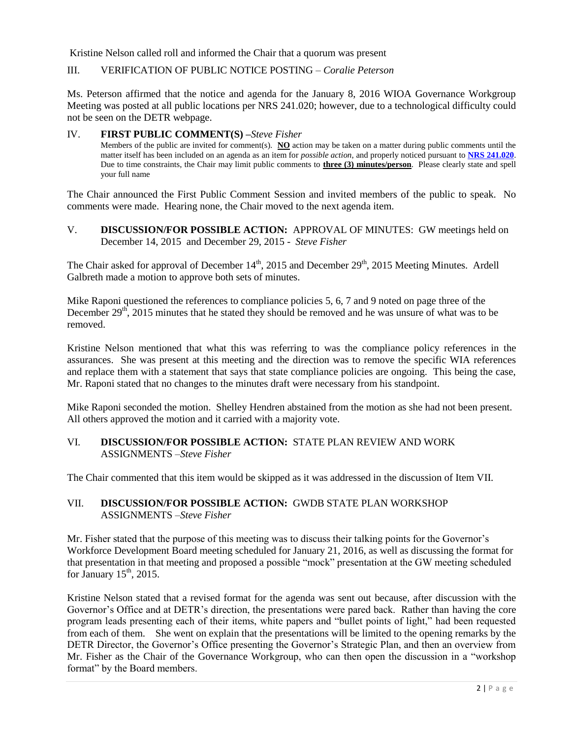Kristine Nelson called roll and informed the Chair that a quorum was present

## III. VERIFICATION OF PUBLIC NOTICE POSTING – *Coralie Peterson*

Ms. Peterson affirmed that the notice and agenda for the January 8, 2016 WIOA Governance Workgroup Meeting was posted at all public locations per NRS 241.020; however, due to a technological difficulty could not be seen on the DETR webpage.

## IV. **FIRST PUBLIC COMMENT(S)** –*Steve Fisher*

Members of the public are invited for comment(s). **NO** action may be taken on a matter during public comments until the matter itself has been included on an agenda as an item for *possible action*, and properly noticed pursuant to **NRS 241.020**. Due to time constraints, the Chair may limit public comments to **three (3) minutes/person**. Please clearly state and spell your full name

The Chair announced the First Public Comment Session and invited members of the public to speak. No comments were made. Hearing none, the Chair moved to the next agenda item.

## V. **DISCUSSION/FOR POSSIBLE ACTION:** APPROVAL OF MINUTES: GW meetings held on December 14, 2015 and December 29, 2015 - *Steve Fisher*

The Chair asked for approval of December 14th, 2015 and December 29th, 2015 Meeting Minutes. Ardell Galbreth made a motion to approve both sets of minutes.

Mike Raponi questioned the references to compliance policies 5, 6, 7 and 9 noted on page three of the December 29th, 2015 minutes that he stated they should be removed and he was unsure of what was to be removed.

Kristine Nelson mentioned that what this was referring to was the compliance policy references in the assurances. She was present at this meeting and the direction was to remove the specific WIA references and replace them with a statement that says that state compliance policies are ongoing. This being the case, Mr. Raponi stated that no changes to the minutes draft were necessary from his standpoint.

Mike Raponi seconded the motion. Shelley Hendren abstained from the motion as she had not been present. All others approved the motion and it carried with a majority vote.

## VI. **DISCUSSION/FOR POSSIBLE ACTION:** STATE PLAN REVIEW AND WORK ASSIGNMENTS –*Steve Fisher*

The Chair commented that this item would be skipped as it was addressed in the discussion of Item VII.

## VII. **DISCUSSION/FOR POSSIBLE ACTION:** GWDB STATE PLAN WORKSHOP ASSIGNMENTS –*Steve Fisher*

Mr. Fisher stated that the purpose of this meeting was to discuss their talking points for the Governor's Workforce Development Board meeting scheduled for January 21, 2016, as well as discussing the format for that presentation in that meeting and proposed a possible "mock" presentation at the GW meeting scheduled for January 15th, 2015.

Kristine Nelson stated that a revised format for the agenda was sent out because, after discussion with the Governor's Office and at DETR's direction, the presentations were pared back. Rather than having the core program leads presenting each of their items, white papers and "bullet points of light," had been requested from each of them. She went on explain that the presentations will be limited to the opening remarks by the DETR Director, the Governor's Office presenting the Governor's Strategic Plan, and then an overview from Mr. Fisher as the Chair of the Governance Workgroup, who can then open the discussion in a "workshop format" by the Board members.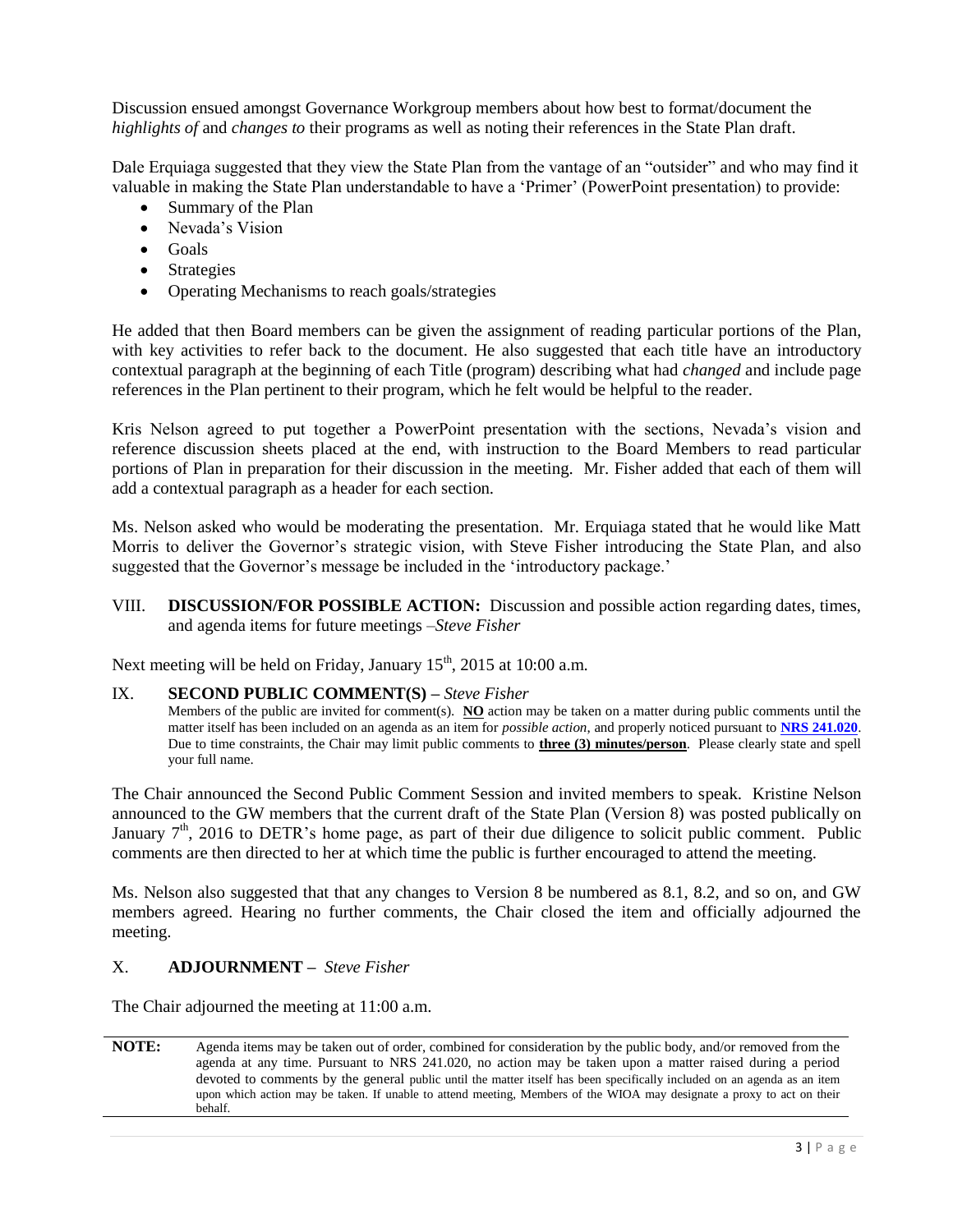Discussion ensued amongst Governance Workgroup members about how best to format/document the *highlights of* and *changes to* their programs as well as noting their references in the State Plan draft.

Dale Erquiaga suggested that they view the State Plan from the vantage of an "outsider" and who may find it valuable in making the State Plan understandable to have a 'Primer' (PowerPoint presentation) to provide:

- Summary of the Plan
- Nevada's Vision
- Goals
- Strategies
- Operating Mechanisms to reach goals/strategies

He added that then Board members can be given the assignment of reading particular portions of the Plan, with key activities to refer back to the document. He also suggested that each title have an introductory contextual paragraph at the beginning of each Title (program) describing what had *changed* and include page references in the Plan pertinent to their program, which he felt would be helpful to the reader.

Kris Nelson agreed to put together a PowerPoint presentation with the sections, Nevada's vision and reference discussion sheets placed at the end, with instruction to the Board Members to read particular portions of Plan in preparation for their discussion in the meeting. Mr. Fisher added that each of them will add a contextual paragraph as a header for each section.

Ms. Nelson asked who would be moderating the presentation. Mr. Erquiaga stated that he would like Matt Morris to deliver the Governor's strategic vision, with Steve Fisher introducing the State Plan, and also suggested that the Governor's message be included in the 'introductory package.'

VIII. **DISCUSSION/FOR POSSIBLE ACTION:** Discussion and possible action regarding dates, times, and agenda items for future meetings –*Steve Fisher*

Next meeting will be held on Friday, January 15th, 2015 at 10:00 a.m.

IX. **SECOND PUBLIC COMMENT(S) –** *Steve Fisher*

Members of the public are invited for comment(s). **NO** action may be taken on a matter during public comments until the matter itself has been included on an agenda as an item for *possible action*, and properly noticed pursuant to **NRS 241.020**. Due to time constraints, the Chair may limit public comments to **three (3) minutes/person**. Please clearly state and spell your full name.

The Chair announced the Second Public Comment Session and invited members to speak. Kristine Nelson announced to the GW members that the current draft of the State Plan (Version 8) was posted publically on January 7th, 2016 to DETR's home page, as part of their due diligence to solicit public comment. Public comments are then directed to her at which time the public is further encouraged to attend the meeting.

Ms. Nelson also suggested that that any changes to Version 8 be numbered as 8.1, 8.2, and so on, and GW members agreed. Hearing no further comments, the Chair closed the item and officially adjourned the meeting.

X. **ADJOURNMENT –** *Steve Fisher*

The Chair adjourned the meeting at 11:00 a.m.

**NOTE:** Agenda items may be taken out of order, combined for consideration by the public body, and/or removed from the agenda at any time. Pursuant to NRS 241.020, no action may be taken upon a matter raised during a period devoted to comments by the general public until the matter itself has been specifically included on an agenda as an item upon which action may be taken. If unable to attend meeting, Members of the WIOA may designate a proxy to act on their behalf.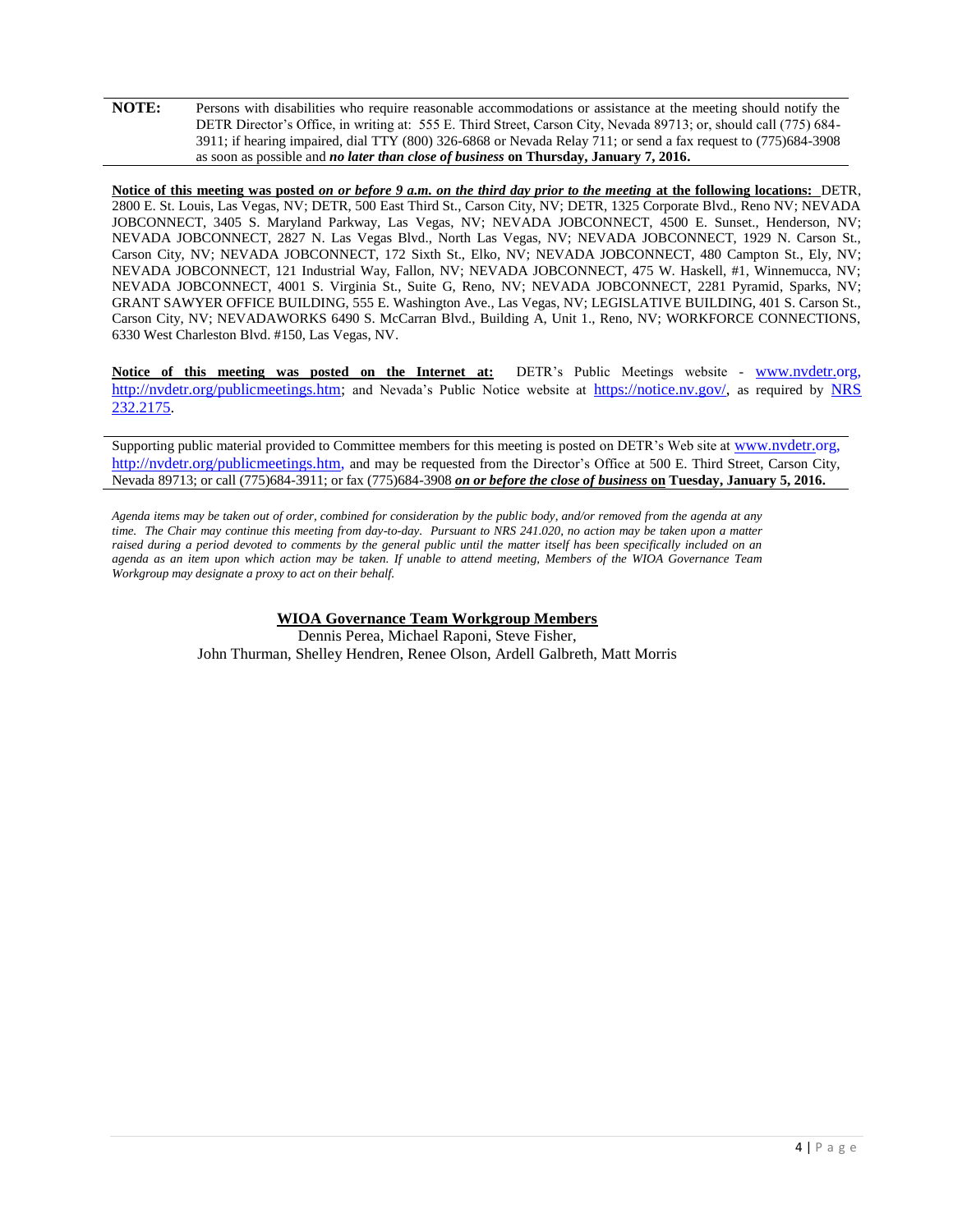**NOTE:** Persons with disabilities who require reasonable accommodations or assistance at the meeting should notify the DETR Director's Office, in writing at: 555 E. Third Street, Carson City, Nevada 89713; or, should call (775) 684-3911; if hearing impaired, dial TTY (800) 326-6868 or Nevada Relay 711; or send a fax request to (775)684-3908 as soon as possible and ***no later than close of business*** **on Thursday, January 7, 2016.**

---

**Notice of this meeting was posted *on or before 9 a.m. on the third day prior to the meeting* at the following locations:** DETR, 2800 E. St. Louis, Las Vegas, NV; DETR, 500 East Third St., Carson City, NV; DETR, 1325 Corporate Blvd., Reno NV; NEVADA JOBCONNECT, 3405 S. Maryland Parkway, Las Vegas, NV; NEVADA JOBCONNECT, 4500 E. Sunset., Henderson, NV; NEVADA JOBCONNECT, 2827 N. Las Vegas Blvd., North Las Vegas, NV; NEVADA JOBCONNECT, 1929 N. Carson St., Carson City, NV; NEVADA JOBCONNECT, 172 Sixth St., Elko, NV; NEVADA JOBCONNECT, 480 Campton St., Ely, NV; NEVADA JOBCONNECT, 121 Industrial Way, Fallon, NV; NEVADA JOBCONNECT, 475 W. Haskell, #1, Winnemucca, NV; NEVADA JOBCONNECT, 4001 S. Virginia St., Suite G, Reno, NV; NEVADA JOBCONNECT, 2281 Pyramid, Sparks, NV; GRANT SAWYER OFFICE BUILDING, 555 E. Washington Ave., Las Vegas, NV; LEGISLATIVE BUILDING, 401 S. Carson St., Carson City, NV; NEVADAWORKS 6490 S. McCarran Blvd., Building A, Unit 1., Reno, NV; WORKFORCE CONNECTIONS, 6330 West Charleston Blvd. #150, Las Vegas, NV.

**Notice of this meeting was posted on the Internet at:** DETR's Public Meetings website - www.nvdetr.org, http://nvdetr.org/publicmeetings.htm; and Nevada's Public Notice website at https://notice.nv.gov/, as required by NRS 232.2175.

---

Supporting public material provided to Committee members for this meeting is posted on DETR's Web site at www.nvdetr.org, http://nvdetr.org/publicmeetings.htm, and may be requested from the Director's Office at 500 E. Third Street, Carson City, Nevada 89713; or call (775)684-3911; or fax (775)684-3908 ***on or before the close of business*** **on Tuesday, January 5, 2016.**

---

*Agenda items may be taken out of order, combined for consideration by the public body, and/or removed from the agenda at any time. The Chair may continue this meeting from day-to-day. Pursuant to NRS 241.020, no action may be taken upon a matter raised during a period devoted to comments by the general public until the matter itself has been specifically included on an agenda as an item upon which action may be taken. If unable to attend meeting, Members of the WIOA Governance Team Workgroup may designate a proxy to act on their behalf.*

**WIOA Governance Team Workgroup Members**

Dennis Perea, Michael Raponi, Steve Fisher,
John Thurman, Shelley Hendren, Renee Olson, Ardell Galbreth, Matt Morris